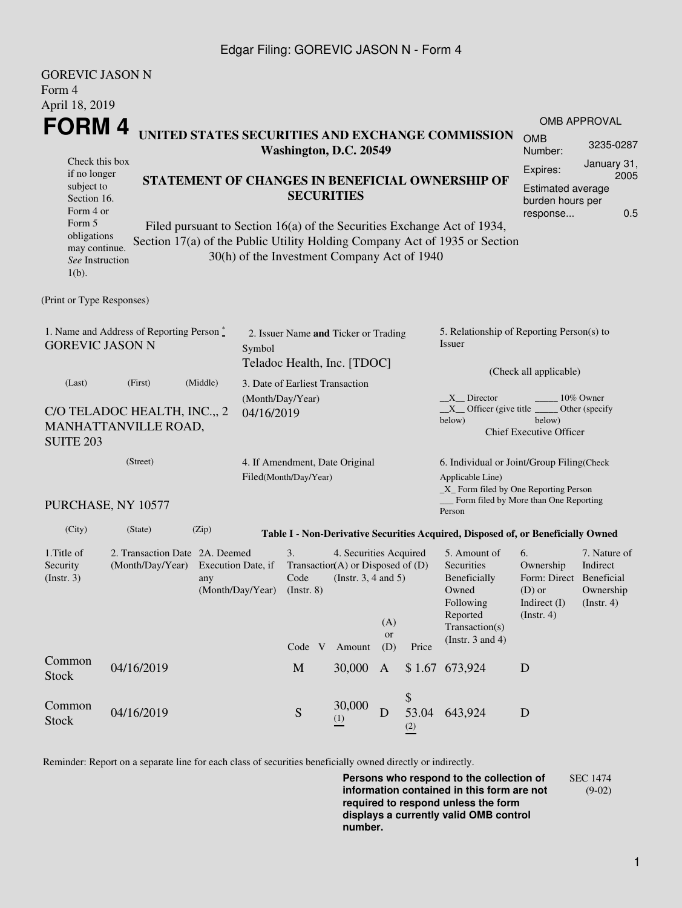GOREVIC JASON N
Form 4
April 18, 2019

# FORM 4

**UNITED STATES SECURITIES AND EXCHANGE COMMISSION**
**Washington, D.C. 20549**

**STATEMENT OF CHANGES IN BENEFICIAL OWNERSHIP OF SECURITIES**

Filed pursuant to Section 16(a) of the Securities Exchange Act of 1934, Section 17(a) of the Public Utility Holding Company Act of 1935 or Section 30(h) of the Investment Company Act of 1940

Check this box if no longer subject to Section 16. Form 4 or Form 5 obligations may continue. *See* Instruction 1(b).

OMB APPROVAL
OMB Number: 3235-0287
Expires: January 31, 2005
Estimated average burden hours per response... 0.5

(Print or Type Responses)

1. Name and Address of Reporting Person *
GOREVIC JASON N
(Last) (First) (Middle)
C/O TELADOC HEALTH, INC.,, 2 MANHATTANVILLE ROAD, SUITE 203
(Street)
PURCHASE, NY 10577
(City) (State) (Zip)

2. Issuer Name **and** Ticker or Trading Symbol
Teladoc Health, Inc. [TDOC]

3. Date of Earliest Transaction (Month/Day/Year)
04/16/2019

4. If Amendment, Date Original Filed(Month/Day/Year)

5. Relationship of Reporting Person(s) to Issuer
(Check all applicable)
\_\_X\_\_ Director \_\_\_\_\_ 10% Owner
\_\_X\_\_ Officer (give title below) \_\_\_\_\_ Other (specify below)
Chief Executive Officer

6. Individual or Joint/Group Filing(Check Applicable Line)
\_X\_ Form filed by One Reporting Person
\_\_\_ Form filed by More than One Reporting Person

**Table I - Non-Derivative Securities Acquired, Disposed of, or Beneficially Owned**

| 1.Title of Security (Instr. 3) | 2. Transaction Date (Month/Day/Year) | 2A. Deemed Execution Date, if any (Month/Day/Year) | 3. Transaction Code (Instr. 8) | | 4. Securities Acquired (A) or Disposed of (D) (Instr. 3, 4 and 5) | | | 5. Amount of Securities Beneficially Owned Following Reported Transaction(s) (Instr. 3 and 4) | 6. Ownership Form: Direct (D) or Indirect (I) (Instr. 4) | 7. Nature of Indirect Beneficial Ownership (Instr. 4) |
|---|---|---|---|---|---|---|---|---|---|---|
| | | | Code | V | Amount | (A) or (D) | Price | | | |
| Common Stock | 04/16/2019 | | M | | 30,000 | A | $ 1.67 | 673,924 | D | |
| Common Stock | 04/16/2019 | | S | | 30,000 (1) | D | $ 53.04 (2) | 643,924 | D | |

Reminder: Report on a separate line for each class of securities beneficially owned directly or indirectly.

**Persons who respond to the collection of information contained in this form are not required to respond unless the form displays a currently valid OMB control number.**

SEC 1474 (9-02)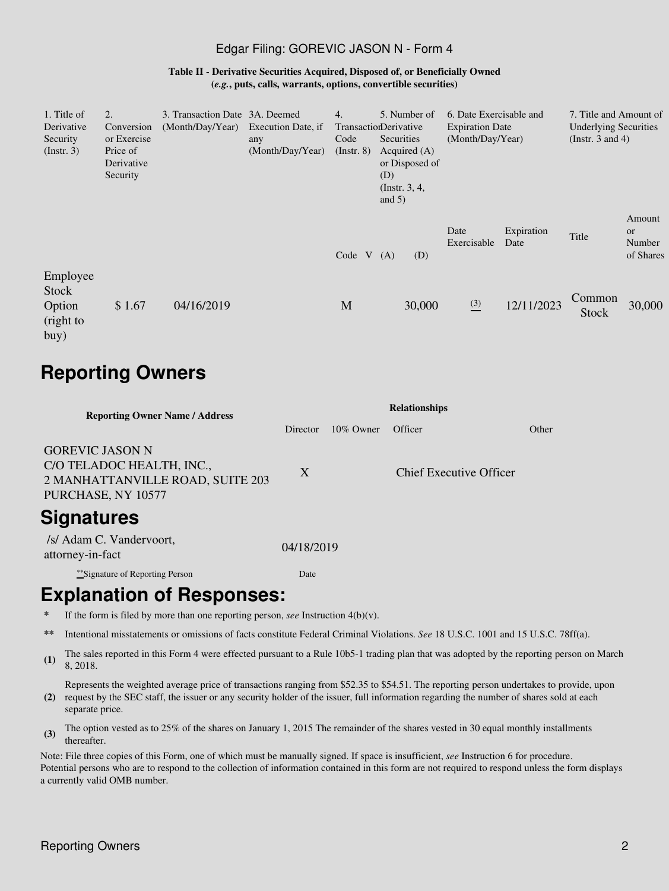Table II - Derivative Securities Acquired, Disposed of, or Beneficially Owned
(*e.g.*, puts, calls, warrants, options, convertible securities)

| 1. Title of Derivative Security (Instr. 3) | 2. Conversion or Exercise Price of Derivative Security | 3. Transaction Date (Month/Day/Year) | 3A. Deemed Execution Date, if any (Month/Day/Year) | 4. Transaction Code (Instr. 8) | | 5. Number of Derivative Securities Acquired (A) or Disposed of (D) (Instr. 3, 4, and 5) | | 6. Date Exercisable and Expiration Date (Month/Day/Year) | | 7. Title and Amount of Underlying Securities (Instr. 3 and 4) | |
|---|---|---|---|---|---|---|---|---|---|---|---|
| | | | | Code | V | (A) | (D) | Date Exercisable | Expiration Date | Title | Amount or Number of Shares |
| Employee Stock Option (right to buy) | $ 1.67 | 04/16/2019 | | M | | | 30,000 | (3) | 12/11/2023 | Common Stock | 30,000 |

## Reporting Owners

| Reporting Owner Name / Address | Relationships | | | |
|---|---|---|---|---|
| | Director | 10% Owner | Officer | Other |
| GOREVIC JASON N<br>C/O TELADOC HEALTH, INC.,<br>2 MANHATTANVILLE ROAD, SUITE 203<br>PURCHASE, NY 10577 | X | | Chief Executive Officer | |

## Signatures

| | |
|---|---|
| /s/ Adam C. Vandervoort, attorney-in-fact | 04/18/2019 |
| **Signature of Reporting Person | Date |

## Explanation of Responses:

- **\*** If the form is filed by more than one reporting person, *see* Instruction 4(b)(v).
- **\*\*** Intentional misstatements or omissions of facts constitute Federal Criminal Violations. *See* 18 U.S.C. 1001 and 15 U.S.C. 78ff(a).
- **(1)** The sales reported in this Form 4 were effected pursuant to a Rule 10b5-1 trading plan that was adopted by the reporting person on March 8, 2018.
- **(2)** Represents the weighted average price of transactions ranging from $52.35 to $54.51. The reporting person undertakes to provide, upon request by the SEC staff, the issuer or any security holder of the issuer, full information regarding the number of shares sold at each separate price.
- **(3)** The option vested as to 25% of the shares on January 1, 2015 The remainder of the shares vested in 30 equal monthly installments thereafter.

Note: File three copies of this Form, one of which must be manually signed. If space is insufficient, *see* Instruction 6 for procedure.
Potential persons who are to respond to the collection of information contained in this form are not required to respond unless the form displays a currently valid OMB number.